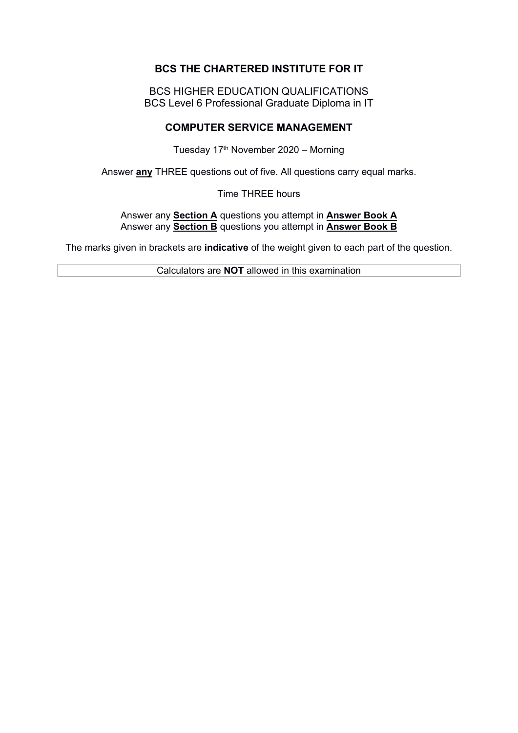# BCS THE CHARTERED INSTITUTE FOR IT

BCS HIGHER EDUCATION QUALIFICATIONS
BCS Level 6 Professional Graduate Diploma in IT

## COMPUTER SERVICE MANAGEMENT

Tuesday 17th November 2020 – Morning

Answer **any** THREE questions out of five. All questions carry equal marks.

Time THREE hours

Answer any **Section A** questions you attempt in **Answer Book A**
Answer any **Section B** questions you attempt in **Answer Book B**

The marks given in brackets are **indicative** of the weight given to each part of the question.

Calculators are **NOT** allowed in this examination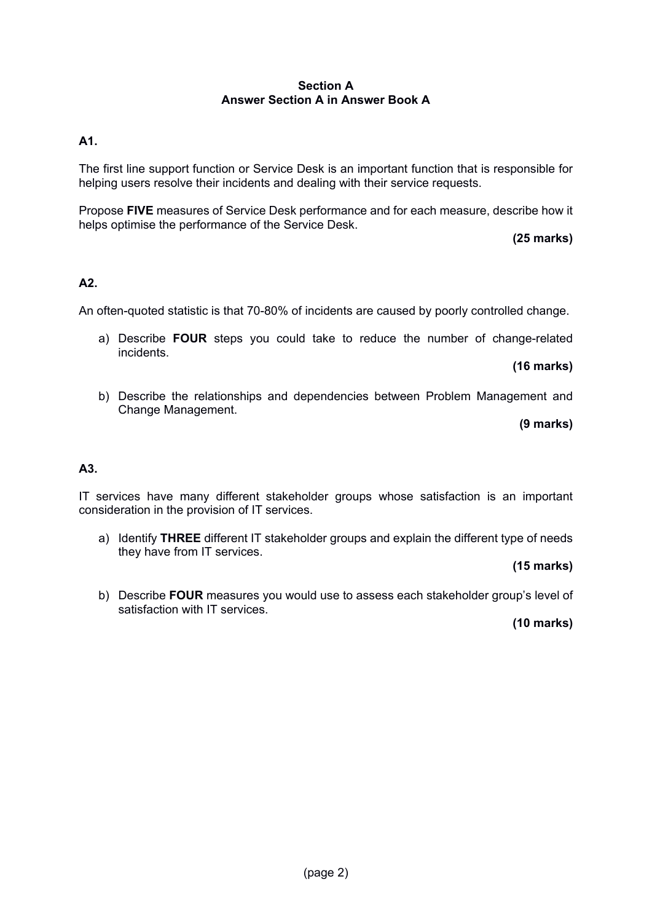**Section A**
**Answer Section A in Answer Book A**

**A1.**

The first line support function or Service Desk is an important function that is responsible for helping users resolve their incidents and dealing with their service requests.

Propose **FIVE** measures of Service Desk performance and for each measure, describe how it helps optimise the performance of the Service Desk.

**(25 marks)**

**A2.**

An often-quoted statistic is that 70-80% of incidents are caused by poorly controlled change.

a) Describe **FOUR** steps you could take to reduce the number of change-related incidents.

**(16 marks)**

b) Describe the relationships and dependencies between Problem Management and Change Management.

**(9 marks)**

**A3.**

IT services have many different stakeholder groups whose satisfaction is an important consideration in the provision of IT services.

a) Identify **THREE** different IT stakeholder groups and explain the different type of needs they have from IT services.

**(15 marks)**

b) Describe **FOUR** measures you would use to assess each stakeholder group's level of satisfaction with IT services.

**(10 marks)**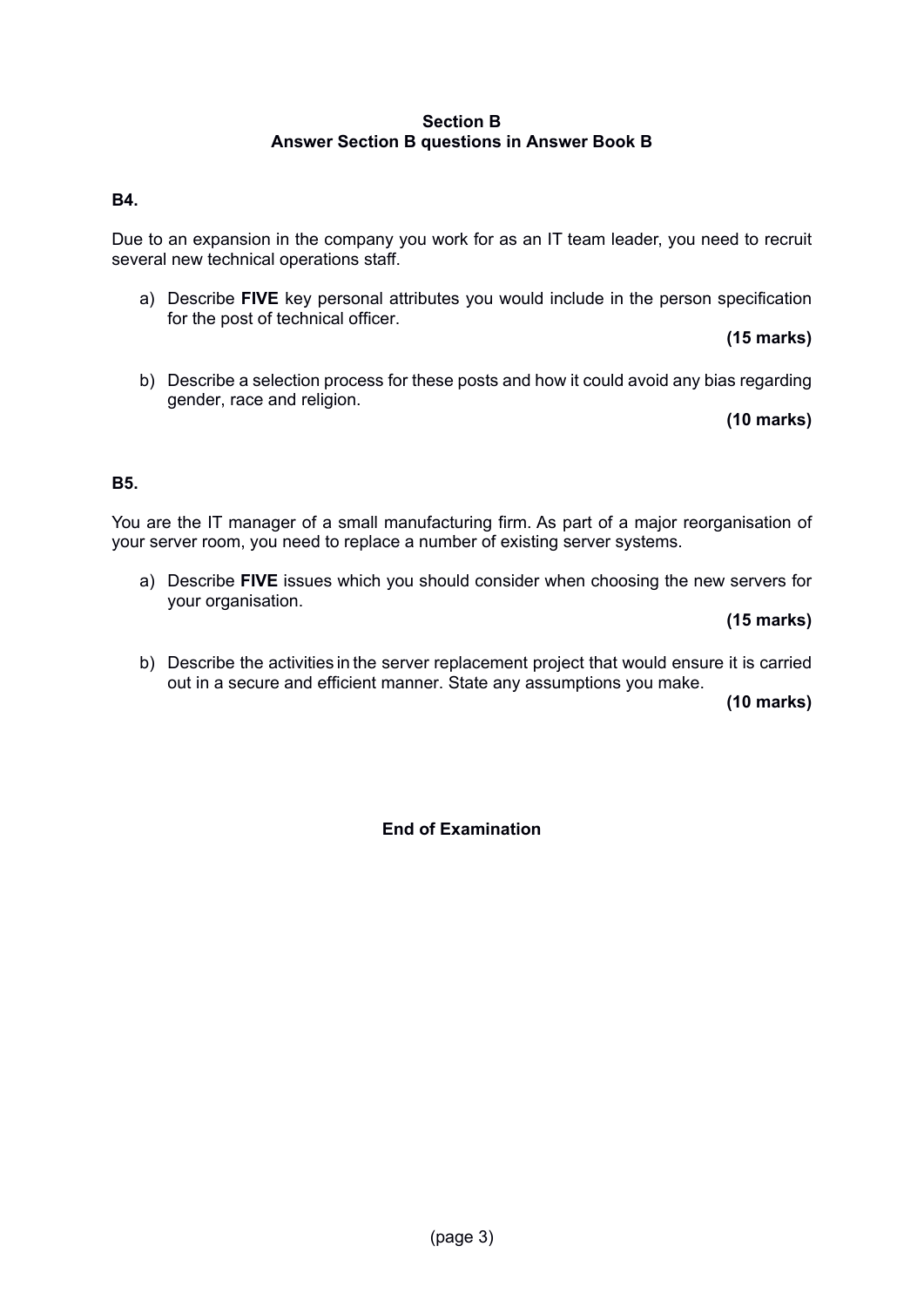## Section B
## Answer Section B questions in Answer Book B

**B4.**

Due to an expansion in the company you work for as an IT team leader, you need to recruit several new technical operations staff.

a) Describe **FIVE** key personal attributes you would include in the person specification for the post of technical officer.

**(15 marks)**

b) Describe a selection process for these posts and how it could avoid any bias regarding gender, race and religion.

**(10 marks)**

**B5.**

You are the IT manager of a small manufacturing firm. As part of a major reorganisation of your server room, you need to replace a number of existing server systems.

a) Describe **FIVE** issues which you should consider when choosing the new servers for your organisation.

**(15 marks)**

b) Describe the activities in the server replacement project that would ensure it is carried out in a secure and efficient manner. State any assumptions you make.

**(10 marks)**

**End of Examination**